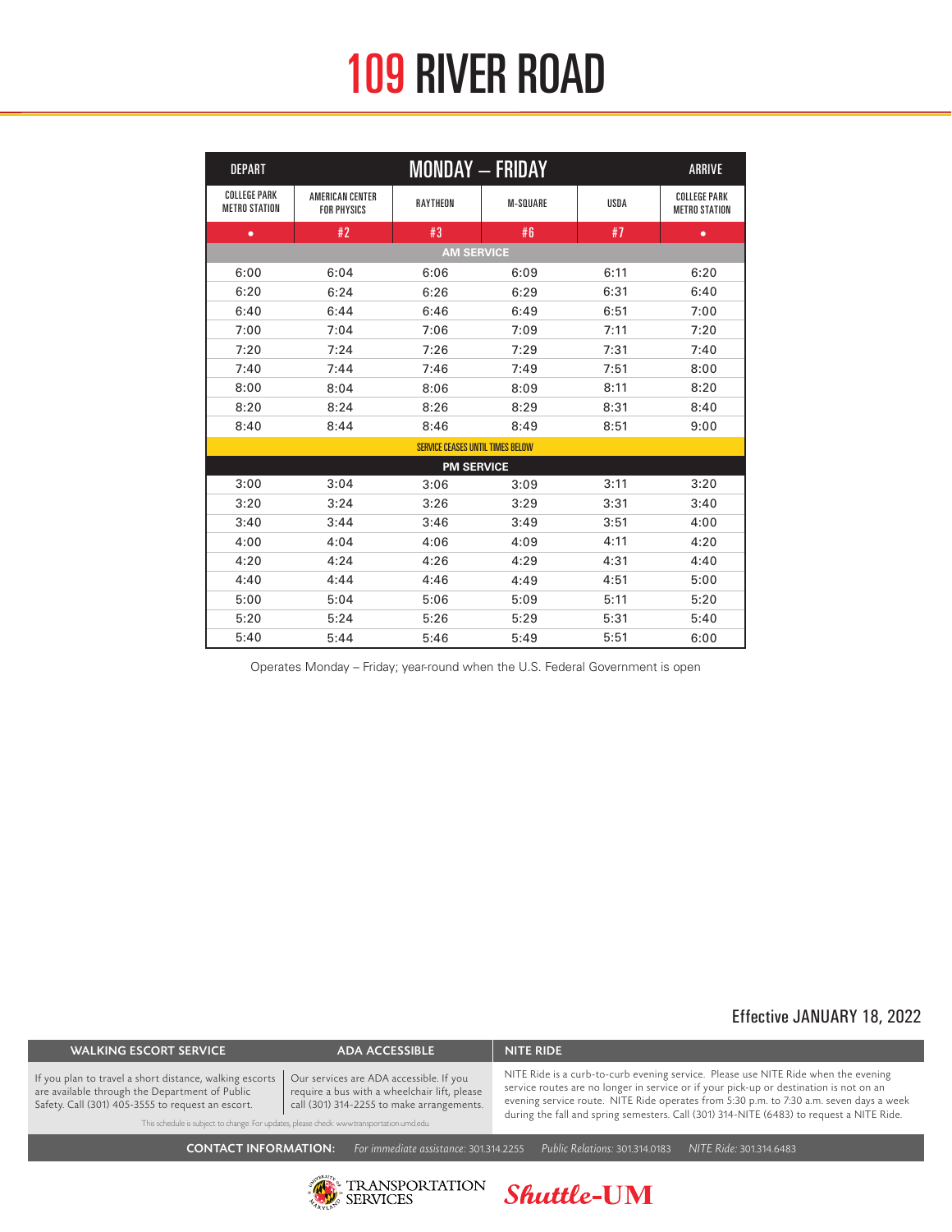# 109 RIVER ROAD

| DEPART | MONDAY – FRIDAY | | | | ARRIVE |
|---|---|---|---|---|---|
| COLLEGE PARK METRO STATION | AMERICAN CENTER FOR PHYSICS | RAYTHEON | M-SQUARE | USDA | COLLEGE PARK METRO STATION |
| • | #2 | #3 | #6 | #7 | • |
| **AM SERVICE** | | | | | |
| 6:00 | 6:04 | 6:06 | 6:09 | 6:11 | 6:20 |
| 6:20 | 6:24 | 6:26 | 6:29 | 6:31 | 6:40 |
| 6:40 | 6:44 | 6:46 | 6:49 | 6:51 | 7:00 |
| 7:00 | 7:04 | 7:06 | 7:09 | 7:11 | 7:20 |
| 7:20 | 7:24 | 7:26 | 7:29 | 7:31 | 7:40 |
| 7:40 | 7:44 | 7:46 | 7:49 | 7:51 | 8:00 |
| 8:00 | 8:04 | 8:06 | 8:09 | 8:11 | 8:20 |
| 8:20 | 8:24 | 8:26 | 8:29 | 8:31 | 8:40 |
| 8:40 | 8:44 | 8:46 | 8:49 | 8:51 | 9:00 |
| SERVICE CEASES UNTIL TIMES BELOW | | | | | |
| **PM SERVICE** | | | | | |
| 3:00 | 3:04 | 3:06 | 3:09 | 3:11 | 3:20 |
| 3:20 | 3:24 | 3:26 | 3:29 | 3:31 | 3:40 |
| 3:40 | 3:44 | 3:46 | 3:49 | 3:51 | 4:00 |
| 4:00 | 4:04 | 4:06 | 4:09 | 4:11 | 4:20 |
| 4:20 | 4:24 | 4:26 | 4:29 | 4:31 | 4:40 |
| 4:40 | 4:44 | 4:46 | 4:49 | 4:51 | 5:00 |
| 5:00 | 5:04 | 5:06 | 5:09 | 5:11 | 5:20 |
| 5:20 | 5:24 | 5:26 | 5:29 | 5:31 | 5:40 |
| 5:40 | 5:44 | 5:46 | 5:49 | 5:51 | 6:00 |

Operates Monday – Friday; year-round when the U.S. Federal Government is open

Effective JANUARY 18, 2022

**WALKING ESCORT SERVICE**

If you plan to travel a short distance, walking escorts are available through the Department of Public Safety. Call (301) 405-3555 to request an escort.

**ADA ACCESSIBLE**

Our services are ADA accessible. If you require a bus with a wheelchair lift, please call (301) 314-2255 to make arrangements.

This schedule is subject to change. For updates, please check: www.transportation.umd.edu

**NITE RIDE**

NITE Ride is a curb-to-curb evening service. Please use NITE Ride when the evening service routes are no longer in service or if your pick-up or destination is not on an evening service route. NITE Ride operates from 5:30 p.m. to 7:30 a.m. seven days a week during the fall and spring semesters. Call (301) 314-NITE (6483) to request a NITE Ride.

**CONTACT INFORMATION:** *For immediate assistance:* 301.314.2255 *Public Relations:* 301.314.0183 *NITE Ride:* 301.314.6483

TRANSPORTATION SERVICES Shuttle-UM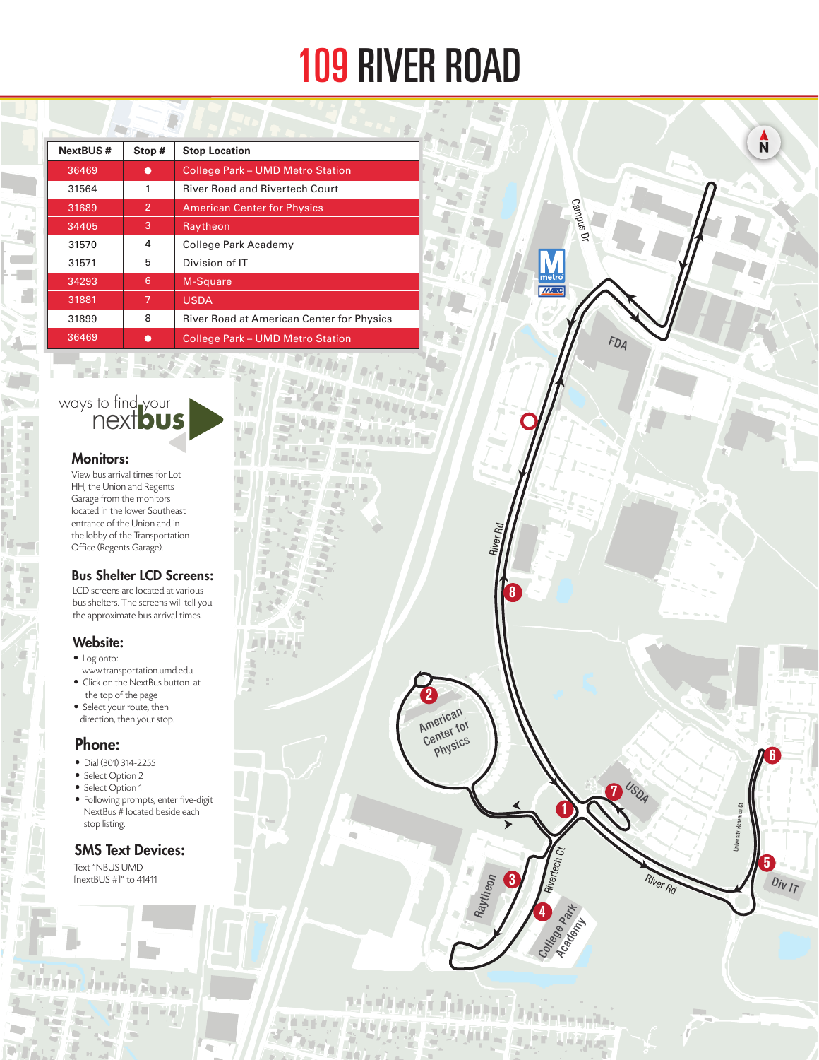# 109 RIVER ROAD

| NextBUS # | Stop # | Stop Location |
|---|---|---|
| 36469 | ● | College Park – UMD Metro Station |
| 31564 | 1 | River Road and Rivertech Court |
| 31689 | 2 | American Center for Physics |
| 34405 | 3 | Raytheon |
| 31570 | 4 | College Park Academy |
| 31571 | 5 | Division of IT |
| 34293 | 6 | M-Square |
| 31881 | 7 | USDA |
| 31899 | 8 | River Road at American Center for Physics |
| 36469 | ● | College Park – UMD Metro Station |

ways to find your nextbus

### Monitors:

View bus arrival times for Lot HH, the Union and Regents Garage from the monitors located in the lower Southeast entrance of the Union and in the lobby of the Transportation Office (Regents Garage).

### Bus Shelter LCD Screens:

LCD screens are located at various bus shelters. The screens will tell you the approximate bus arrival times.

### Website:

- Log onto: www.transportation.umd.edu
- Click on the NextBus button at the top of the page
- Select your route, then direction, then your stop.

### Phone:

- Dial (301) 314-2255
- Select Option 2
- Select Option 1
- Following prompts, enter five-digit NextBus # located beside each stop listing.

### SMS Text Devices:

Text "NBUS UMD [nextBUS #]" to 41411

N
Campus Dr
metro
MARC
FDA
River Rd
8
2
American Center for Physics
1
7
USDA
6
University Research Ct
5
Div IT
River Rd
Rivertech Ct
3
Raytheon
4
College Park Academy